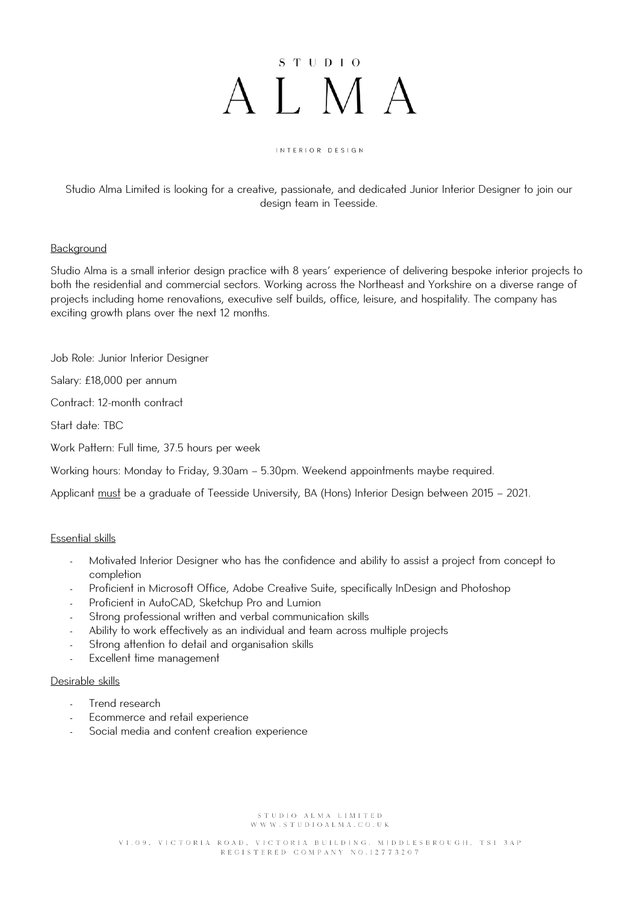# STUDIO ALMA

INTERIOR DESIGN

Studio Alma Limited is looking for a creative, passionate, and dedicated Junior Interior Designer to join our design team in Teesside.

## Background

Studio Alma is a small interior design practice with 8 years' experience of delivering bespoke interior projects to both the residential and commercial sectors. Working across the Northeast and Yorkshire on a diverse range of projects including home renovations, executive self builds, office, leisure, and hospitality. The company has exciting growth plans over the next 12 months.

Job Role: Junior Interior Designer

Salary: £18,000 per annum

Contract: 12-month contract

Start date: TBC

Work Pattern: Full time, 37.5 hours per week

Working hours: Monday to Friday, 9.30am – 5.30pm. Weekend appointments maybe required.

Applicant must be a graduate of Teesside University, BA (Hons) Interior Design between 2015 – 2021.

## Essential skills

- Motivated Interior Designer who has the confidence and ability to assist a project from concept to completion
- Proficient in Microsoft Office, Adobe Creative Suite, specifically InDesign and Photoshop
- Proficient in AutoCAD, Sketchup Pro and Lumion
- Strong professional written and verbal communication skills
- Ability to work effectively as an individual and team across multiple projects
- Strong attention to detail and organisation skills
- Excellent time management

## Desirable skills

- Trend research
- Ecommerce and retail experience
- Social media and content creation experience

STUDIO ALMA LIMITED
WWW.STUDIOALMA.CO.UK

V1.09, VICTORIA ROAD, VICTORIA BUILDING, MIDDLESBROUGH, TS1 3AP
REGISTERED COMPANY NO.12773207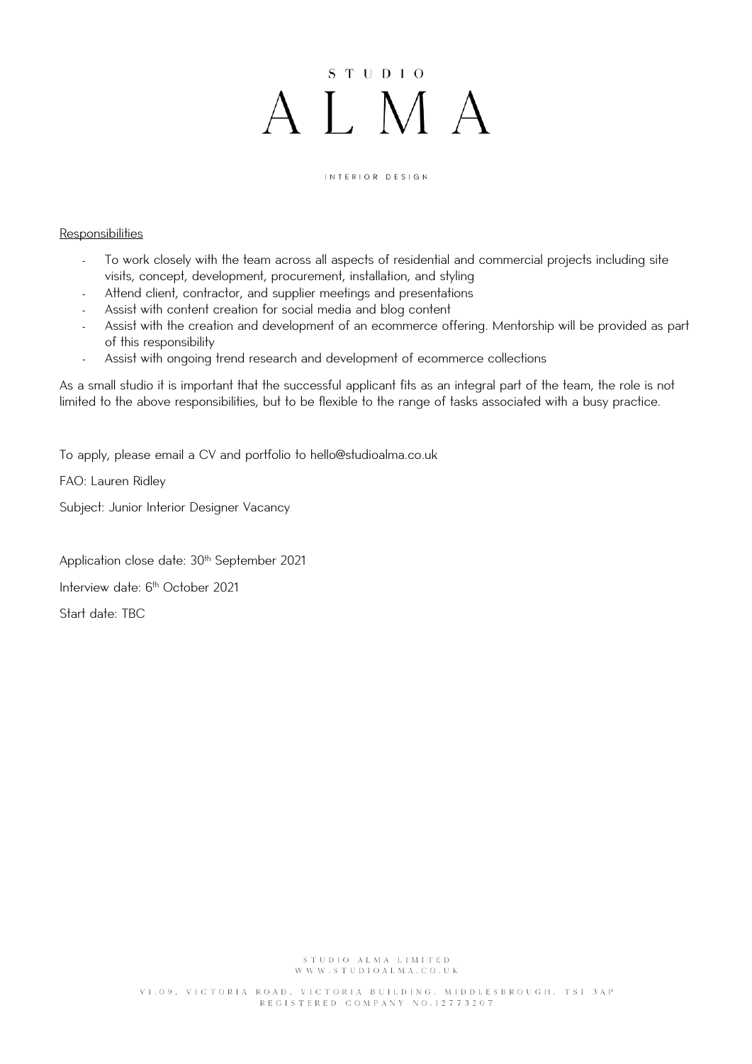<u>Responsibilities</u>

- To work closely with the team across all aspects of residential and commercial projects including site visits, concept, development, procurement, installation, and styling
- Attend client, contractor, and supplier meetings and presentations
- Assist with content creation for social media and blog content
- Assist with the creation and development of an ecommerce offering. Mentorship will be provided as part of this responsibility
- Assist with ongoing trend research and development of ecommerce collections

As a small studio it is important that the successful applicant fits as an integral part of the team, the role is not limited to the above responsibilities, but to be flexible to the range of tasks associated with a busy practice.

To apply, please email a CV and portfolio to hello@studioalma.co.uk

FAO: Lauren Ridley

Subject: Junior Interior Designer Vacancy

Application close date: 30th September 2021

Interview date: 6th October 2021

Start date: TBC